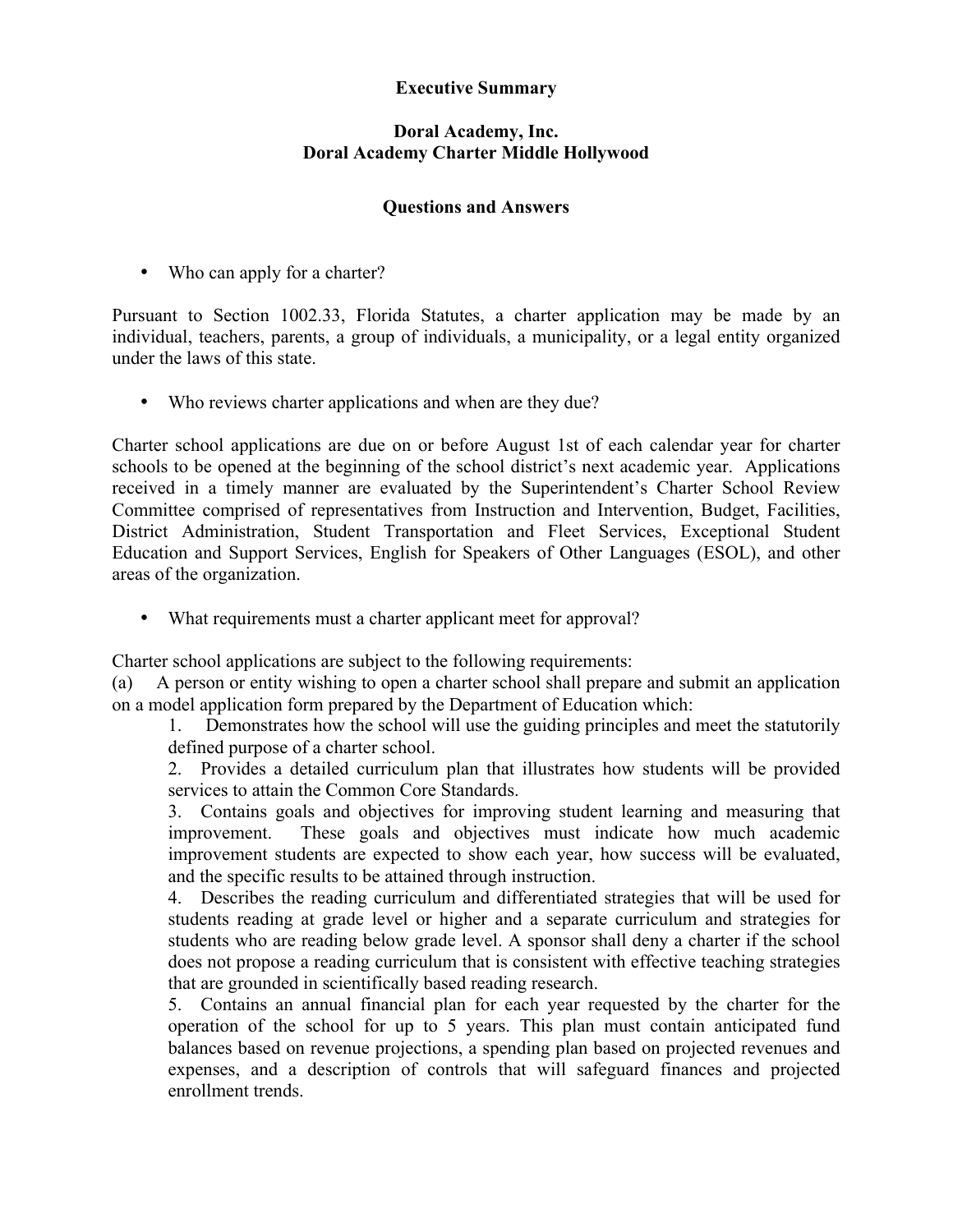# Executive Summary

## Doral Academy, Inc.
## Doral Academy Charter Middle Hollywood

## Questions and Answers

- Who can apply for a charter?

Pursuant to Section 1002.33, Florida Statutes, a charter application may be made by an individual, teachers, parents, a group of individuals, a municipality, or a legal entity organized under the laws of this state.

- Who reviews charter applications and when are they due?

Charter school applications are due on or before August 1st of each calendar year for charter schools to be opened at the beginning of the school district's next academic year. Applications received in a timely manner are evaluated by the Superintendent's Charter School Review Committee comprised of representatives from Instruction and Intervention, Budget, Facilities, District Administration, Student Transportation and Fleet Services, Exceptional Student Education and Support Services, English for Speakers of Other Languages (ESOL), and other areas of the organization.

- What requirements must a charter applicant meet for approval?

Charter school applications are subject to the following requirements:

(a) A person or entity wishing to open a charter school shall prepare and submit an application on a model application form prepared by the Department of Education which:

1. Demonstrates how the school will use the guiding principles and meet the statutorily defined purpose of a charter school.
2. Provides a detailed curriculum plan that illustrates how students will be provided services to attain the Common Core Standards.
3. Contains goals and objectives for improving student learning and measuring that improvement. These goals and objectives must indicate how much academic improvement students are expected to show each year, how success will be evaluated, and the specific results to be attained through instruction.
4. Describes the reading curriculum and differentiated strategies that will be used for students reading at grade level or higher and a separate curriculum and strategies for students who are reading below grade level. A sponsor shall deny a charter if the school does not propose a reading curriculum that is consistent with effective teaching strategies that are grounded in scientifically based reading research.
5. Contains an annual financial plan for each year requested by the charter for the operation of the school for up to 5 years. This plan must contain anticipated fund balances based on revenue projections, a spending plan based on projected revenues and expenses, and a description of controls that will safeguard finances and projected enrollment trends.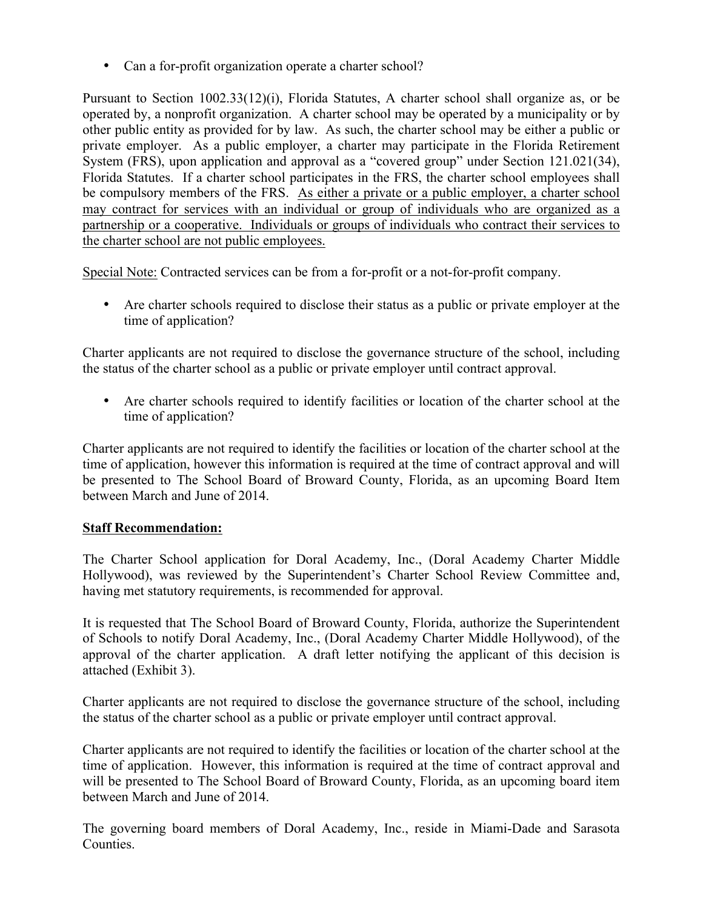- Can a for-profit organization operate a charter school?

Pursuant to Section 1002.33(12)(i), Florida Statutes, A charter school shall organize as, or be operated by, a nonprofit organization. A charter school may be operated by a municipality or by other public entity as provided for by law. As such, the charter school may be either a public or private employer. As a public employer, a charter may participate in the Florida Retirement System (FRS), upon application and approval as a "covered group" under Section 121.021(34), Florida Statutes. If a charter school participates in the FRS, the charter school employees shall be compulsory members of the FRS. <u>As either a private or a public employer, a charter school may contract for services with an individual or group of individuals who are organized as a partnership or a cooperative. Individuals or groups of individuals who contract their services to the charter school are not public employees.</u>

<u>Special Note:</u> Contracted services can be from a for-profit or a not-for-profit company.

- Are charter schools required to disclose their status as a public or private employer at the time of application?

Charter applicants are not required to disclose the governance structure of the school, including the status of the charter school as a public or private employer until contract approval.

- Are charter schools required to identify facilities or location of the charter school at the time of application?

Charter applicants are not required to identify the facilities or location of the charter school at the time of application, however this information is required at the time of contract approval and will be presented to The School Board of Broward County, Florida, as an upcoming Board Item between March and June of 2014.

**<u>Staff Recommendation:</u>**

The Charter School application for Doral Academy, Inc., (Doral Academy Charter Middle Hollywood), was reviewed by the Superintendent's Charter School Review Committee and, having met statutory requirements, is recommended for approval.

It is requested that The School Board of Broward County, Florida, authorize the Superintendent of Schools to notify Doral Academy, Inc., (Doral Academy Charter Middle Hollywood), of the approval of the charter application. A draft letter notifying the applicant of this decision is attached (Exhibit 3).

Charter applicants are not required to disclose the governance structure of the school, including the status of the charter school as a public or private employer until contract approval.

Charter applicants are not required to identify the facilities or location of the charter school at the time of application. However, this information is required at the time of contract approval and will be presented to The School Board of Broward County, Florida, as an upcoming board item between March and June of 2014.

The governing board members of Doral Academy, Inc., reside in Miami-Dade and Sarasota Counties.